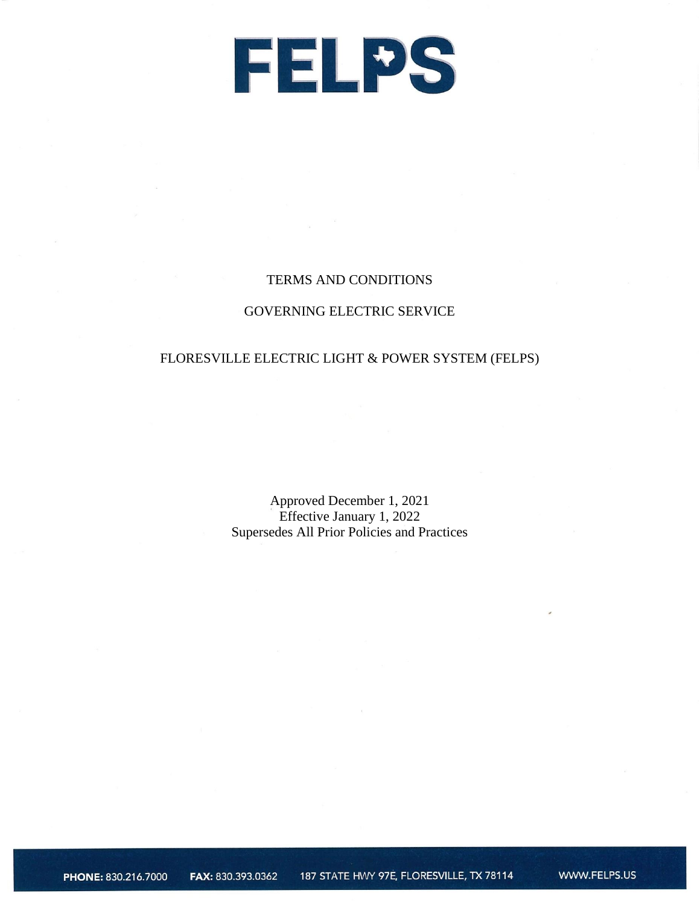# FELPS

TERMS AND CONDITIONS

GOVERNING ELECTRIC SERVICE

FLORESVILLE ELECTRIC LIGHT & POWER SYSTEM (FELPS)

Approved December 1, 2021
Effective January 1, 2022
Supersedes All Prior Policies and Practices

**PHONE:** 830.216.7000 **FAX:** 830.393.0362 187 STATE HWY 97E, FLORESVILLE, TX 78114 WWW.FELPS.US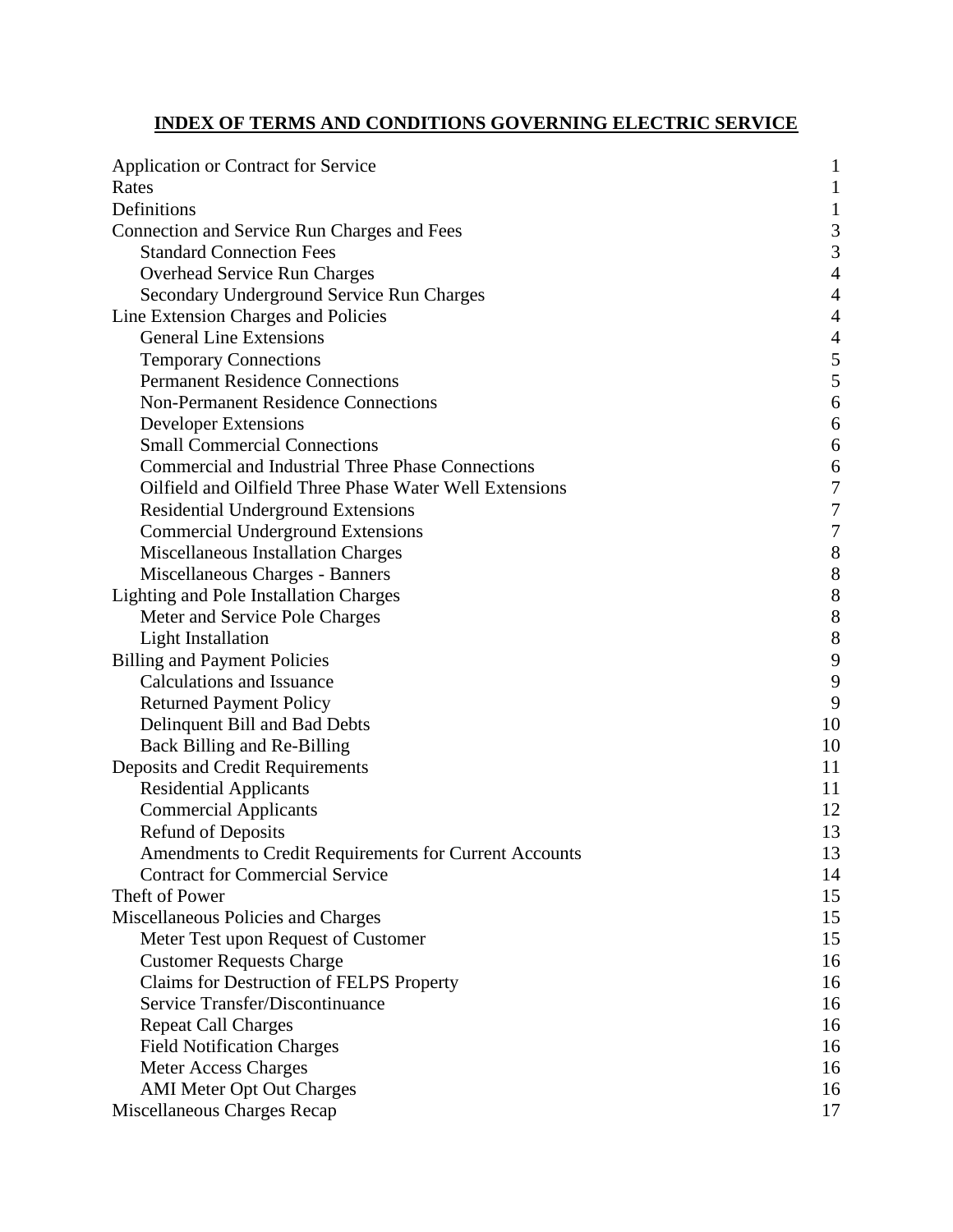# INDEX OF TERMS AND CONDITIONS GOVERNING ELECTRIC SERVICE

| Section | Page |
|---|---|
| Application or Contract for Service | 1 |
| Rates | 1 |
| Definitions | 1 |
| Connection and Service Run Charges and Fees | 3 |
| Standard Connection Fees | 3 |
| Overhead Service Run Charges | 4 |
| Secondary Underground Service Run Charges | 4 |
| Line Extension Charges and Policies | 4 |
| General Line Extensions | 4 |
| Temporary Connections | 5 |
| Permanent Residence Connections | 5 |
| Non-Permanent Residence Connections | 6 |
| Developer Extensions | 6 |
| Small Commercial Connections | 6 |
| Commercial and Industrial Three Phase Connections | 6 |
| Oilfield and Oilfield Three Phase Water Well Extensions | 7 |
| Residential Underground Extensions | 7 |
| Commercial Underground Extensions | 7 |
| Miscellaneous Installation Charges | 8 |
| Miscellaneous Charges - Banners | 8 |
| Lighting and Pole Installation Charges | 8 |
| Meter and Service Pole Charges | 8 |
| Light Installation | 8 |
| Billing and Payment Policies | 9 |
| Calculations and Issuance | 9 |
| Returned Payment Policy | 9 |
| Delinquent Bill and Bad Debts | 10 |
| Back Billing and Re-Billing | 10 |
| Deposits and Credit Requirements | 11 |
| Residential Applicants | 11 |
| Commercial Applicants | 12 |
| Refund of Deposits | 13 |
| Amendments to Credit Requirements for Current Accounts | 13 |
| Contract for Commercial Service | 14 |
| Theft of Power | 15 |
| Miscellaneous Policies and Charges | 15 |
| Meter Test upon Request of Customer | 15 |
| Customer Requests Charge | 16 |
| Claims for Destruction of FELPS Property | 16 |
| Service Transfer/Discontinuance | 16 |
| Repeat Call Charges | 16 |
| Field Notification Charges | 16 |
| Meter Access Charges | 16 |
| AMI Meter Opt Out Charges | 16 |
| Miscellaneous Charges Recap | 17 |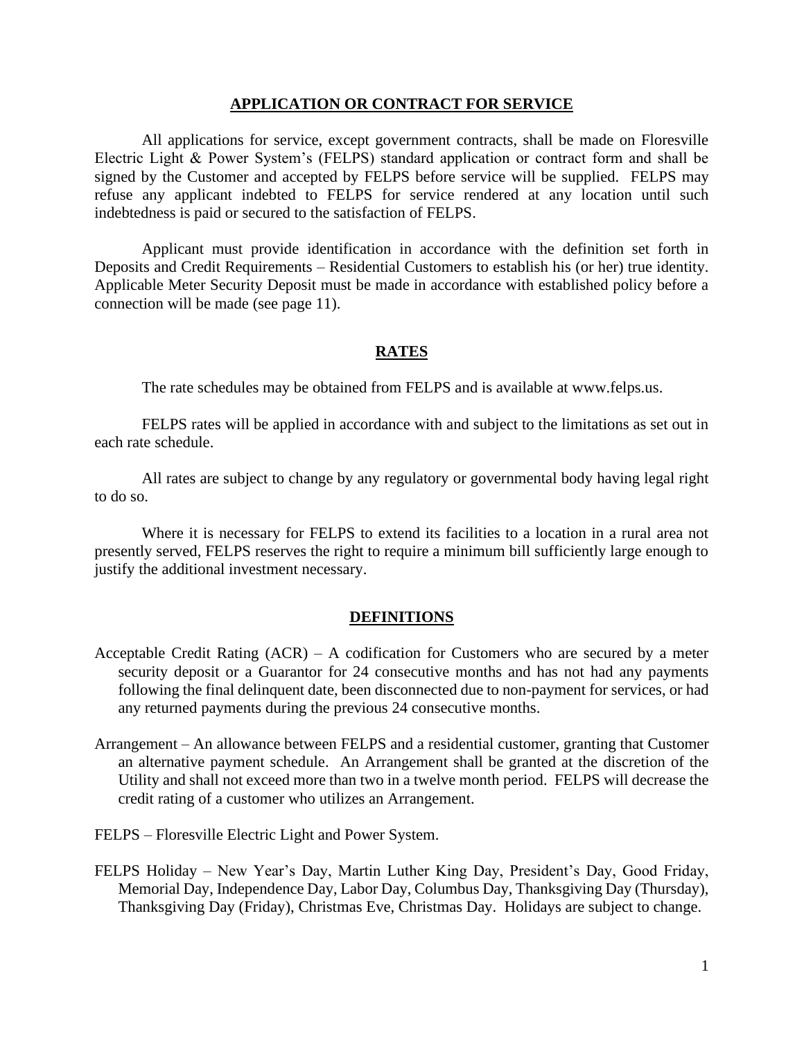## APPLICATION OR CONTRACT FOR SERVICE

All applications for service, except government contracts, shall be made on Floresville Electric Light & Power System's (FELPS) standard application or contract form and shall be signed by the Customer and accepted by FELPS before service will be supplied. FELPS may refuse any applicant indebted to FELPS for service rendered at any location until such indebtedness is paid or secured to the satisfaction of FELPS.

Applicant must provide identification in accordance with the definition set forth in Deposits and Credit Requirements – Residential Customers to establish his (or her) true identity. Applicable Meter Security Deposit must be made in accordance with established policy before a connection will be made (see page 11).

## RATES

The rate schedules may be obtained from FELPS and is available at www.felps.us.

FELPS rates will be applied in accordance with and subject to the limitations as set out in each rate schedule.

All rates are subject to change by any regulatory or governmental body having legal right to do so.

Where it is necessary for FELPS to extend its facilities to a location in a rural area not presently served, FELPS reserves the right to require a minimum bill sufficiently large enough to justify the additional investment necessary.

## DEFINITIONS

Acceptable Credit Rating (ACR) – A codification for Customers who are secured by a meter security deposit or a Guarantor for 24 consecutive months and has not had any payments following the final delinquent date, been disconnected due to non-payment for services, or had any returned payments during the previous 24 consecutive months.

Arrangement – An allowance between FELPS and a residential customer, granting that Customer an alternative payment schedule. An Arrangement shall be granted at the discretion of the Utility and shall not exceed more than two in a twelve month period. FELPS will decrease the credit rating of a customer who utilizes an Arrangement.

FELPS – Floresville Electric Light and Power System.

FELPS Holiday – New Year's Day, Martin Luther King Day, President's Day, Good Friday, Memorial Day, Independence Day, Labor Day, Columbus Day, Thanksgiving Day (Thursday), Thanksgiving Day (Friday), Christmas Eve, Christmas Day. Holidays are subject to change.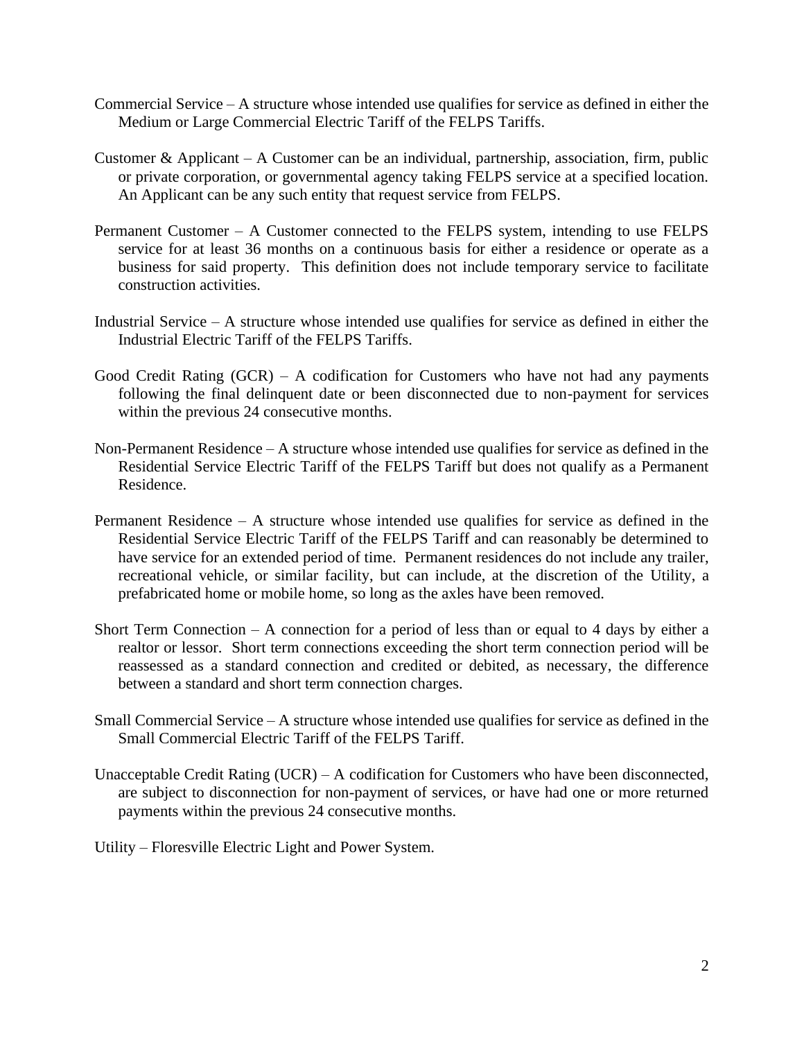Commercial Service – A structure whose intended use qualifies for service as defined in either the Medium or Large Commercial Electric Tariff of the FELPS Tariffs.

Customer & Applicant – A Customer can be an individual, partnership, association, firm, public or private corporation, or governmental agency taking FELPS service at a specified location. An Applicant can be any such entity that request service from FELPS.

Permanent Customer – A Customer connected to the FELPS system, intending to use FELPS service for at least 36 months on a continuous basis for either a residence or operate as a business for said property. This definition does not include temporary service to facilitate construction activities.

Industrial Service – A structure whose intended use qualifies for service as defined in either the Industrial Electric Tariff of the FELPS Tariffs.

Good Credit Rating (GCR) – A codification for Customers who have not had any payments following the final delinquent date or been disconnected due to non-payment for services within the previous 24 consecutive months.

Non-Permanent Residence – A structure whose intended use qualifies for service as defined in the Residential Service Electric Tariff of the FELPS Tariff but does not qualify as a Permanent Residence.

Permanent Residence – A structure whose intended use qualifies for service as defined in the Residential Service Electric Tariff of the FELPS Tariff and can reasonably be determined to have service for an extended period of time. Permanent residences do not include any trailer, recreational vehicle, or similar facility, but can include, at the discretion of the Utility, a prefabricated home or mobile home, so long as the axles have been removed.

Short Term Connection – A connection for a period of less than or equal to 4 days by either a realtor or lessor. Short term connections exceeding the short term connection period will be reassessed as a standard connection and credited or debited, as necessary, the difference between a standard and short term connection charges.

Small Commercial Service – A structure whose intended use qualifies for service as defined in the Small Commercial Electric Tariff of the FELPS Tariff.

Unacceptable Credit Rating (UCR) – A codification for Customers who have been disconnected, are subject to disconnection for non-payment of services, or have had one or more returned payments within the previous 24 consecutive months.

Utility – Floresville Electric Light and Power System.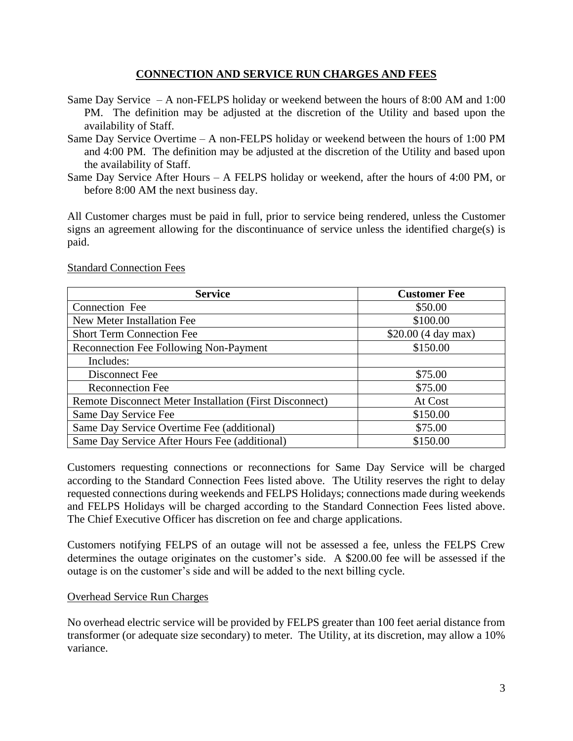## CONNECTION AND SERVICE RUN CHARGES AND FEES

Same Day Service – A non-FELPS holiday or weekend between the hours of 8:00 AM and 1:00 PM. The definition may be adjusted at the discretion of the Utility and based upon the availability of Staff.

Same Day Service Overtime – A non-FELPS holiday or weekend between the hours of 1:00 PM and 4:00 PM. The definition may be adjusted at the discretion of the Utility and based upon the availability of Staff.

Same Day Service After Hours – A FELPS holiday or weekend, after the hours of 4:00 PM, or before 8:00 AM the next business day.

All Customer charges must be paid in full, prior to service being rendered, unless the Customer signs an agreement allowing for the discontinuance of service unless the identified charge(s) is paid.

Standard Connection Fees

| Service | Customer Fee |
|---|---|
| Connection Fee | $50.00 |
| New Meter Installation Fee | $100.00 |
| Short Term Connection Fee | $20.00 (4 day max) |
| Reconnection Fee Following Non-Payment | $150.00 |
| Includes: | |
| Disconnect Fee | $75.00 |
| Reconnection Fee | $75.00 |
| Remote Disconnect Meter Installation (First Disconnect) | At Cost |
| Same Day Service Fee | $150.00 |
| Same Day Service Overtime Fee (additional) | $75.00 |
| Same Day Service After Hours Fee (additional) | $150.00 |

Customers requesting connections or reconnections for Same Day Service will be charged according to the Standard Connection Fees listed above. The Utility reserves the right to delay requested connections during weekends and FELPS Holidays; connections made during weekends and FELPS Holidays will be charged according to the Standard Connection Fees listed above. The Chief Executive Officer has discretion on fee and charge applications.

Customers notifying FELPS of an outage will not be assessed a fee, unless the FELPS Crew determines the outage originates on the customer's side. A $200.00 fee will be assessed if the outage is on the customer's side and will be added to the next billing cycle.

Overhead Service Run Charges

No overhead electric service will be provided by FELPS greater than 100 feet aerial distance from transformer (or adequate size secondary) to meter. The Utility, at its discretion, may allow a 10% variance.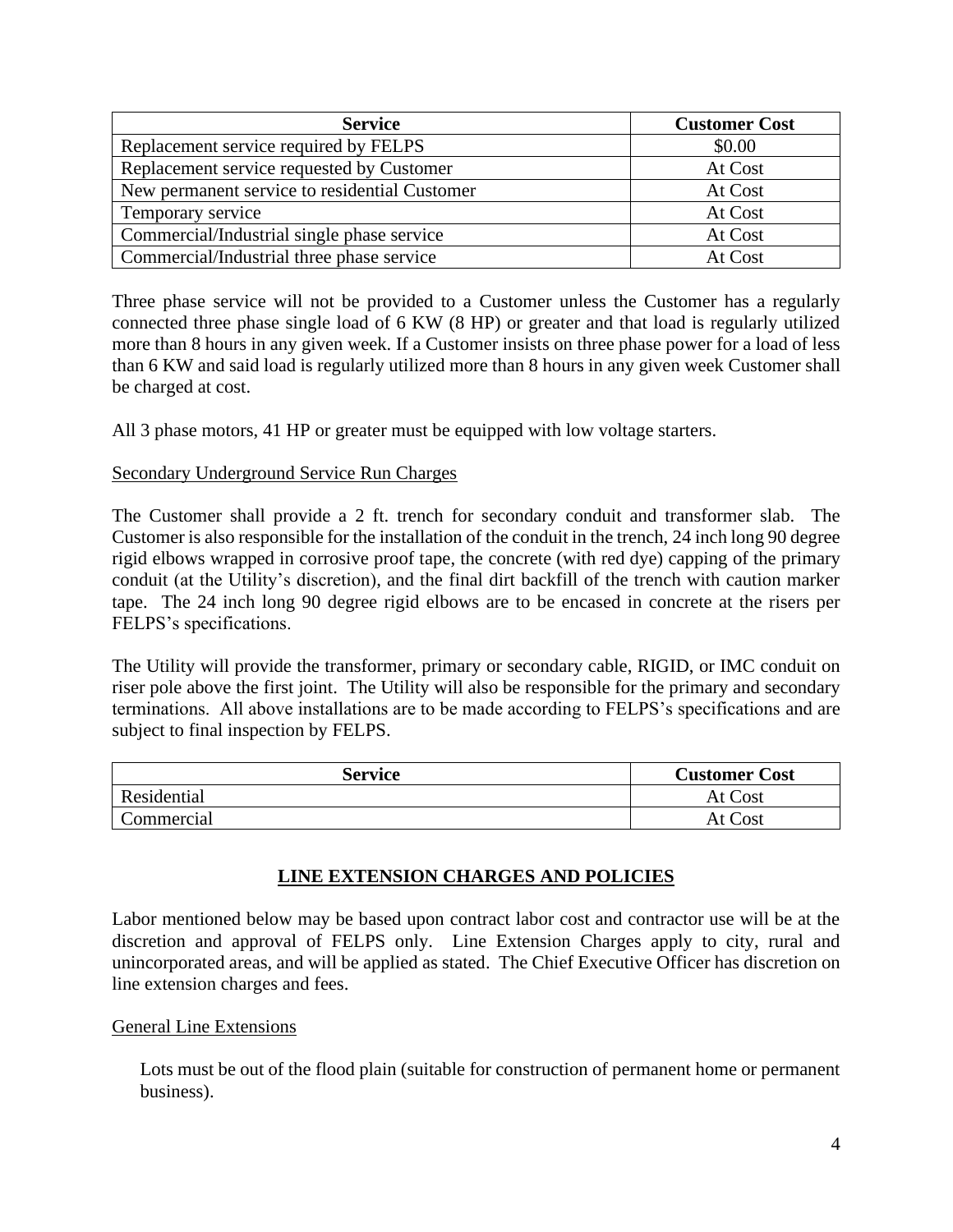| Service | Customer Cost |
|---|---|
| Replacement service required by FELPS | $0.00 |
| Replacement service requested by Customer | At Cost |
| New permanent service to residential Customer | At Cost |
| Temporary service | At Cost |
| Commercial/Industrial single phase service | At Cost |
| Commercial/Industrial three phase service | At Cost |

Three phase service will not be provided to a Customer unless the Customer has a regularly connected three phase single load of 6 KW (8 HP) or greater and that load is regularly utilized more than 8 hours in any given week. If a Customer insists on three phase power for a load of less than 6 KW and said load is regularly utilized more than 8 hours in any given week Customer shall be charged at cost.

All 3 phase motors, 41 HP or greater must be equipped with low voltage starters.

Secondary Underground Service Run Charges

The Customer shall provide a 2 ft. trench for secondary conduit and transformer slab. The Customer is also responsible for the installation of the conduit in the trench, 24 inch long 90 degree rigid elbows wrapped in corrosive proof tape, the concrete (with red dye) capping of the primary conduit (at the Utility's discretion), and the final dirt backfill of the trench with caution marker tape. The 24 inch long 90 degree rigid elbows are to be encased in concrete at the risers per FELPS's specifications.

The Utility will provide the transformer, primary or secondary cable, RIGID, or IMC conduit on riser pole above the first joint. The Utility will also be responsible for the primary and secondary terminations. All above installations are to be made according to FELPS's specifications and are subject to final inspection by FELPS.

| Service | Customer Cost |
|---|---|
| Residential | At Cost |
| Commercial | At Cost |

## LINE EXTENSION CHARGES AND POLICIES

Labor mentioned below may be based upon contract labor cost and contractor use will be at the discretion and approval of FELPS only. Line Extension Charges apply to city, rural and unincorporated areas, and will be applied as stated. The Chief Executive Officer has discretion on line extension charges and fees.

General Line Extensions

Lots must be out of the flood plain (suitable for construction of permanent home or permanent business).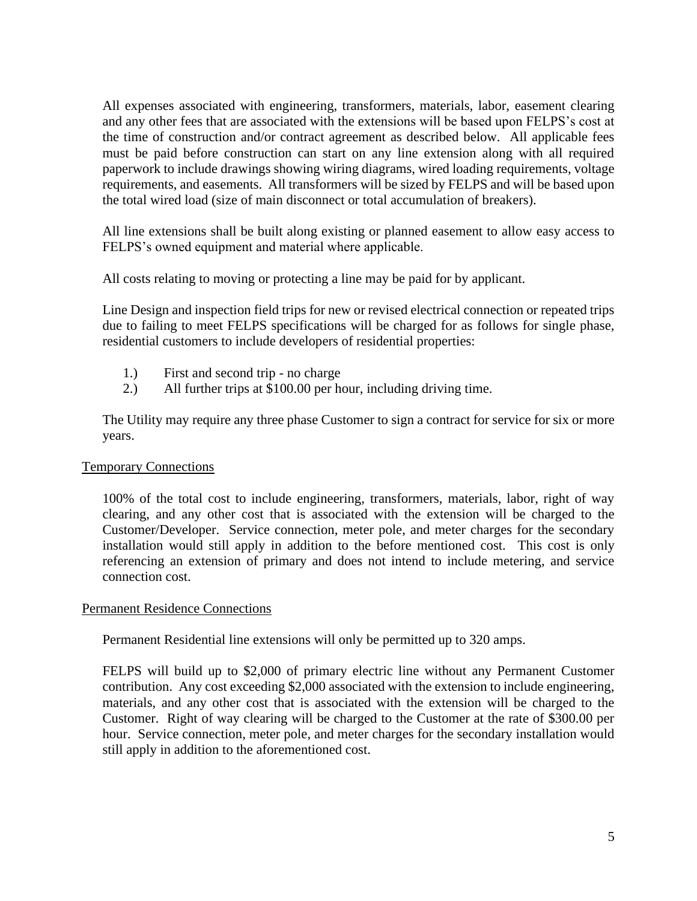All expenses associated with engineering, transformers, materials, labor, easement clearing and any other fees that are associated with the extensions will be based upon FELPS's cost at the time of construction and/or contract agreement as described below. All applicable fees must be paid before construction can start on any line extension along with all required paperwork to include drawings showing wiring diagrams, wired loading requirements, voltage requirements, and easements. All transformers will be sized by FELPS and will be based upon the total wired load (size of main disconnect or total accumulation of breakers).

All line extensions shall be built along existing or planned easement to allow easy access to FELPS's owned equipment and material where applicable.

All costs relating to moving or protecting a line may be paid for by applicant.

Line Design and inspection field trips for new or revised electrical connection or repeated trips due to failing to meet FELPS specifications will be charged for as follows for single phase, residential customers to include developers of residential properties:

1.) First and second trip - no charge
2.) All further trips at $100.00 per hour, including driving time.

The Utility may require any three phase Customer to sign a contract for service for six or more years.

## Temporary Connections

100% of the total cost to include engineering, transformers, materials, labor, right of way clearing, and any other cost that is associated with the extension will be charged to the Customer/Developer. Service connection, meter pole, and meter charges for the secondary installation would still apply in addition to the before mentioned cost. This cost is only referencing an extension of primary and does not intend to include metering, and service connection cost.

## Permanent Residence Connections

Permanent Residential line extensions will only be permitted up to 320 amps.

FELPS will build up to $2,000 of primary electric line without any Permanent Customer contribution. Any cost exceeding $2,000 associated with the extension to include engineering, materials, and any other cost that is associated with the extension will be charged to the Customer. Right of way clearing will be charged to the Customer at the rate of $300.00 per hour. Service connection, meter pole, and meter charges for the secondary installation would still apply in addition to the aforementioned cost.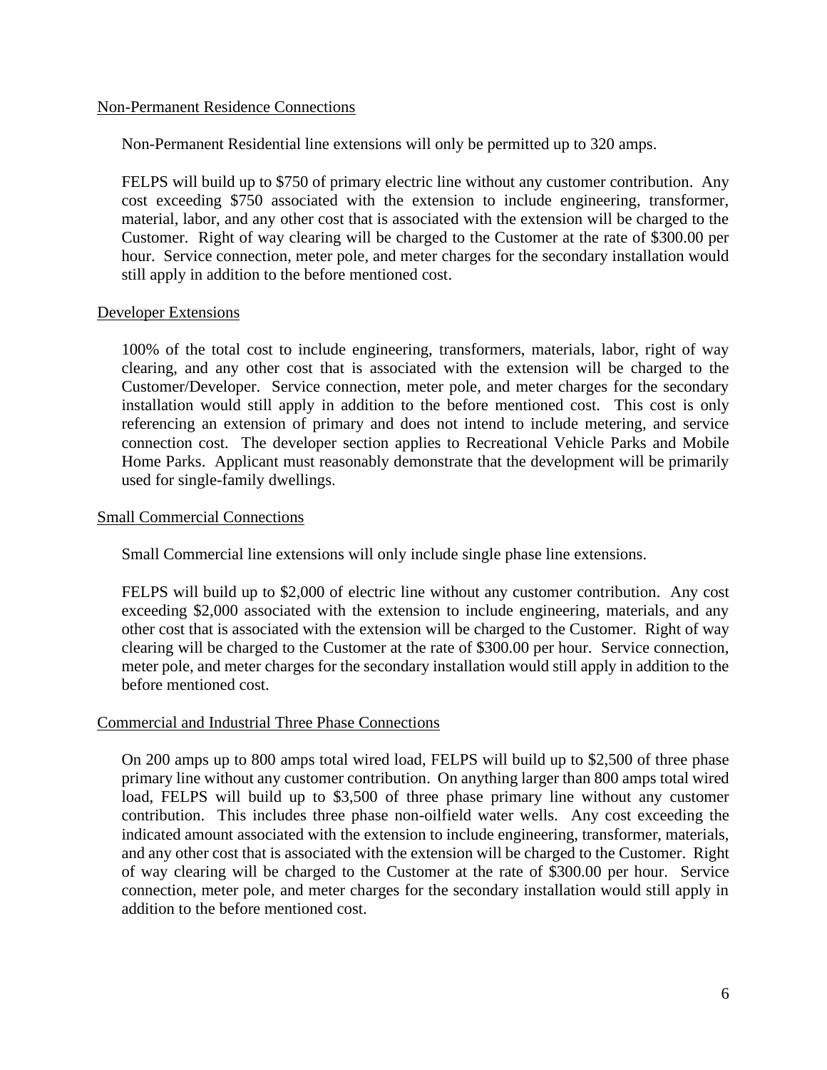<u>Non-Permanent Residence Connections</u>

Non-Permanent Residential line extensions will only be permitted up to 320 amps.

FELPS will build up to $750 of primary electric line without any customer contribution. Any cost exceeding $750 associated with the extension to include engineering, transformer, material, labor, and any other cost that is associated with the extension will be charged to the Customer. Right of way clearing will be charged to the Customer at the rate of $300.00 per hour. Service connection, meter pole, and meter charges for the secondary installation would still apply in addition to the before mentioned cost.

<u>Developer Extensions</u>

100% of the total cost to include engineering, transformers, materials, labor, right of way clearing, and any other cost that is associated with the extension will be charged to the Customer/Developer. Service connection, meter pole, and meter charges for the secondary installation would still apply in addition to the before mentioned cost. This cost is only referencing an extension of primary and does not intend to include metering, and service connection cost. The developer section applies to Recreational Vehicle Parks and Mobile Home Parks. Applicant must reasonably demonstrate that the development will be primarily used for single-family dwellings.

<u>Small Commercial Connections</u>

Small Commercial line extensions will only include single phase line extensions.

FELPS will build up to $2,000 of electric line without any customer contribution. Any cost exceeding $2,000 associated with the extension to include engineering, materials, and any other cost that is associated with the extension will be charged to the Customer. Right of way clearing will be charged to the Customer at the rate of $300.00 per hour. Service connection, meter pole, and meter charges for the secondary installation would still apply in addition to the before mentioned cost.

<u>Commercial and Industrial Three Phase Connections</u>

On 200 amps up to 800 amps total wired load, FELPS will build up to $2,500 of three phase primary line without any customer contribution. On anything larger than 800 amps total wired load, FELPS will build up to $3,500 of three phase primary line without any customer contribution. This includes three phase non-oilfield water wells. Any cost exceeding the indicated amount associated with the extension to include engineering, transformer, materials, and any other cost that is associated with the extension will be charged to the Customer. Right of way clearing will be charged to the Customer at the rate of $300.00 per hour. Service connection, meter pole, and meter charges for the secondary installation would still apply in addition to the before mentioned cost.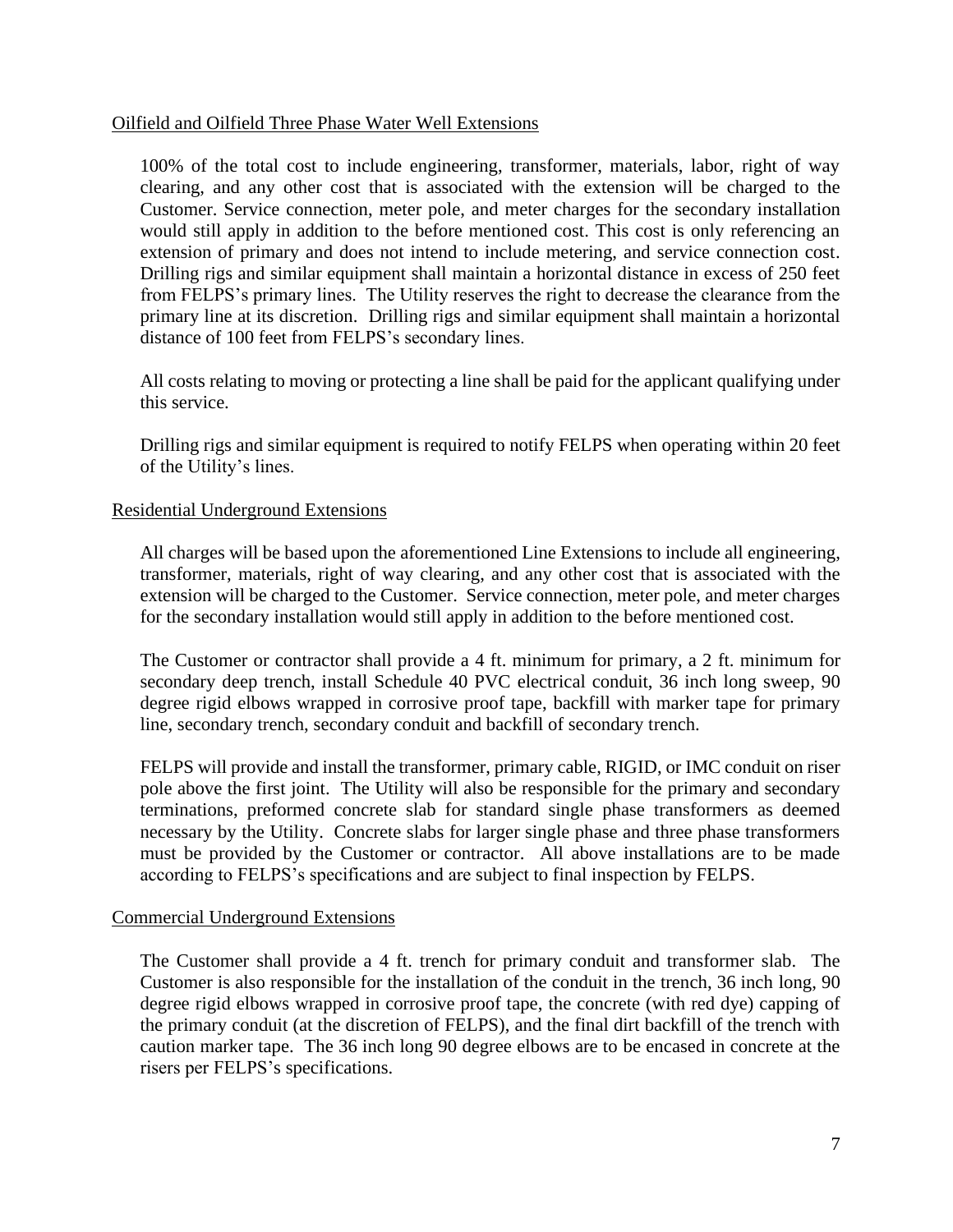<u>Oilfield and Oilfield Three Phase Water Well Extensions</u>

100% of the total cost to include engineering, transformer, materials, labor, right of way clearing, and any other cost that is associated with the extension will be charged to the Customer. Service connection, meter pole, and meter charges for the secondary installation would still apply in addition to the before mentioned cost. This cost is only referencing an extension of primary and does not intend to include metering, and service connection cost. Drilling rigs and similar equipment shall maintain a horizontal distance in excess of 250 feet from FELPS's primary lines. The Utility reserves the right to decrease the clearance from the primary line at its discretion. Drilling rigs and similar equipment shall maintain a horizontal distance of 100 feet from FELPS's secondary lines.

All costs relating to moving or protecting a line shall be paid for the applicant qualifying under this service.

Drilling rigs and similar equipment is required to notify FELPS when operating within 20 feet of the Utility's lines.

<u>Residential Underground Extensions</u>

All charges will be based upon the aforementioned Line Extensions to include all engineering, transformer, materials, right of way clearing, and any other cost that is associated with the extension will be charged to the Customer. Service connection, meter pole, and meter charges for the secondary installation would still apply in addition to the before mentioned cost.

The Customer or contractor shall provide a 4 ft. minimum for primary, a 2 ft. minimum for secondary deep trench, install Schedule 40 PVC electrical conduit, 36 inch long sweep, 90 degree rigid elbows wrapped in corrosive proof tape, backfill with marker tape for primary line, secondary trench, secondary conduit and backfill of secondary trench.

FELPS will provide and install the transformer, primary cable, RIGID, or IMC conduit on riser pole above the first joint. The Utility will also be responsible for the primary and secondary terminations, preformed concrete slab for standard single phase transformers as deemed necessary by the Utility. Concrete slabs for larger single phase and three phase transformers must be provided by the Customer or contractor. All above installations are to be made according to FELPS's specifications and are subject to final inspection by FELPS.

<u>Commercial Underground Extensions</u>

The Customer shall provide a 4 ft. trench for primary conduit and transformer slab. The Customer is also responsible for the installation of the conduit in the trench, 36 inch long, 90 degree rigid elbows wrapped in corrosive proof tape, the concrete (with red dye) capping of the primary conduit (at the discretion of FELPS), and the final dirt backfill of the trench with caution marker tape. The 36 inch long 90 degree elbows are to be encased in concrete at the risers per FELPS's specifications.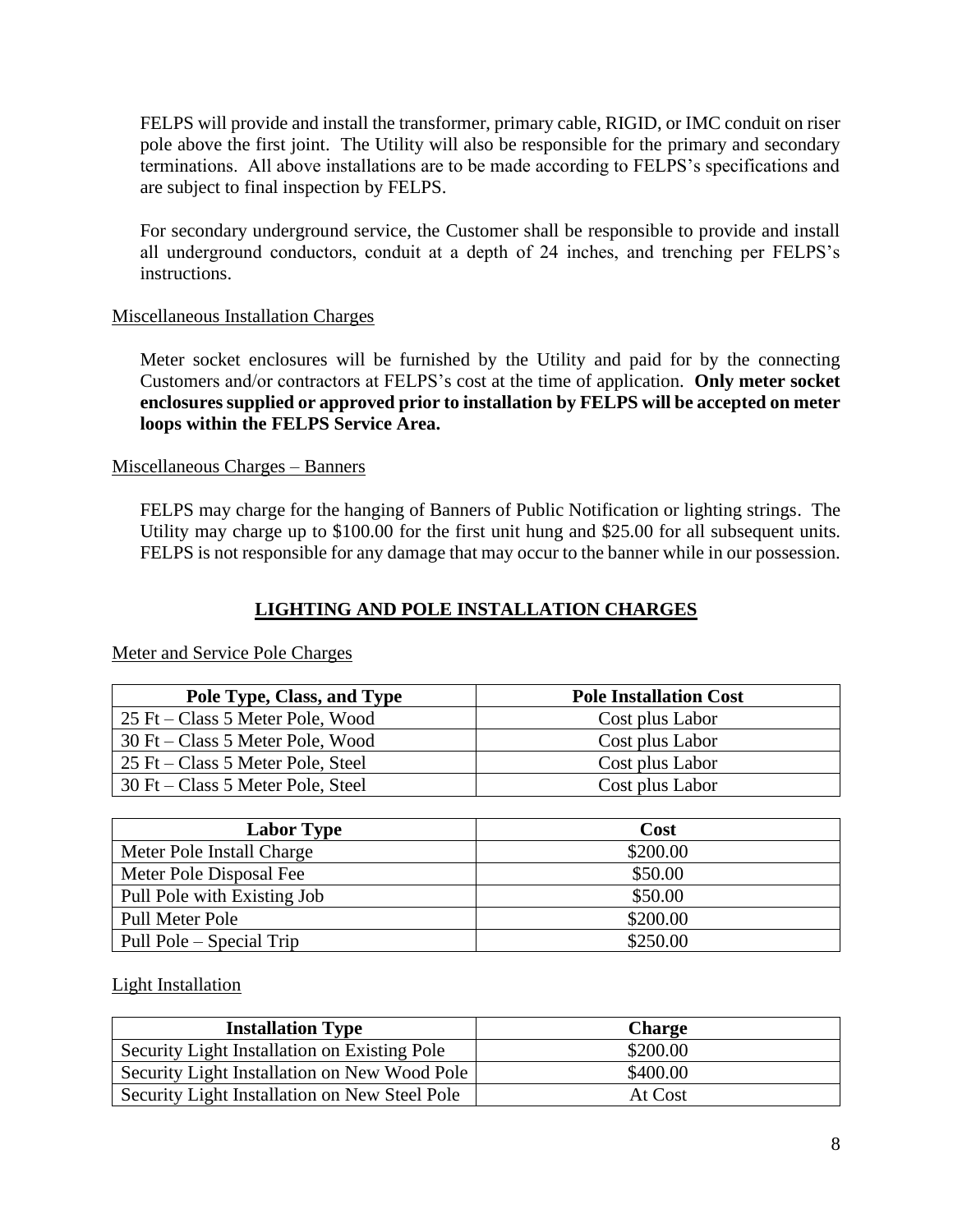FELPS will provide and install the transformer, primary cable, RIGID, or IMC conduit on riser pole above the first joint. The Utility will also be responsible for the primary and secondary terminations. All above installations are to be made according to FELPS's specifications and are subject to final inspection by FELPS.

For secondary underground service, the Customer shall be responsible to provide and install all underground conductors, conduit at a depth of 24 inches, and trenching per FELPS's instructions.

Miscellaneous Installation Charges

Meter socket enclosures will be furnished by the Utility and paid for by the connecting Customers and/or contractors at FELPS's cost at the time of application. **Only meter socket enclosures supplied or approved prior to installation by FELPS will be accepted on meter loops within the FELPS Service Area.**

Miscellaneous Charges – Banners

FELPS may charge for the hanging of Banners of Public Notification or lighting strings. The Utility may charge up to $100.00 for the first unit hung and $25.00 for all subsequent units. FELPS is not responsible for any damage that may occur to the banner while in our possession.

## LIGHTING AND POLE INSTALLATION CHARGES

Meter and Service Pole Charges

| Pole Type, Class, and Type | Pole Installation Cost |
|---|---|
| 25 Ft – Class 5 Meter Pole, Wood | Cost plus Labor |
| 30 Ft – Class 5 Meter Pole, Wood | Cost plus Labor |
| 25 Ft – Class 5 Meter Pole, Steel | Cost plus Labor |
| 30 Ft – Class 5 Meter Pole, Steel | Cost plus Labor |

| Labor Type | Cost |
|---|---|
| Meter Pole Install Charge | $200.00 |
| Meter Pole Disposal Fee | $50.00 |
| Pull Pole with Existing Job | $50.00 |
| Pull Meter Pole | $200.00 |
| Pull Pole – Special Trip | $250.00 |

Light Installation

| Installation Type | Charge |
|---|---|
| Security Light Installation on Existing Pole | $200.00 |
| Security Light Installation on New Wood Pole | $400.00 |
| Security Light Installation on New Steel Pole | At Cost |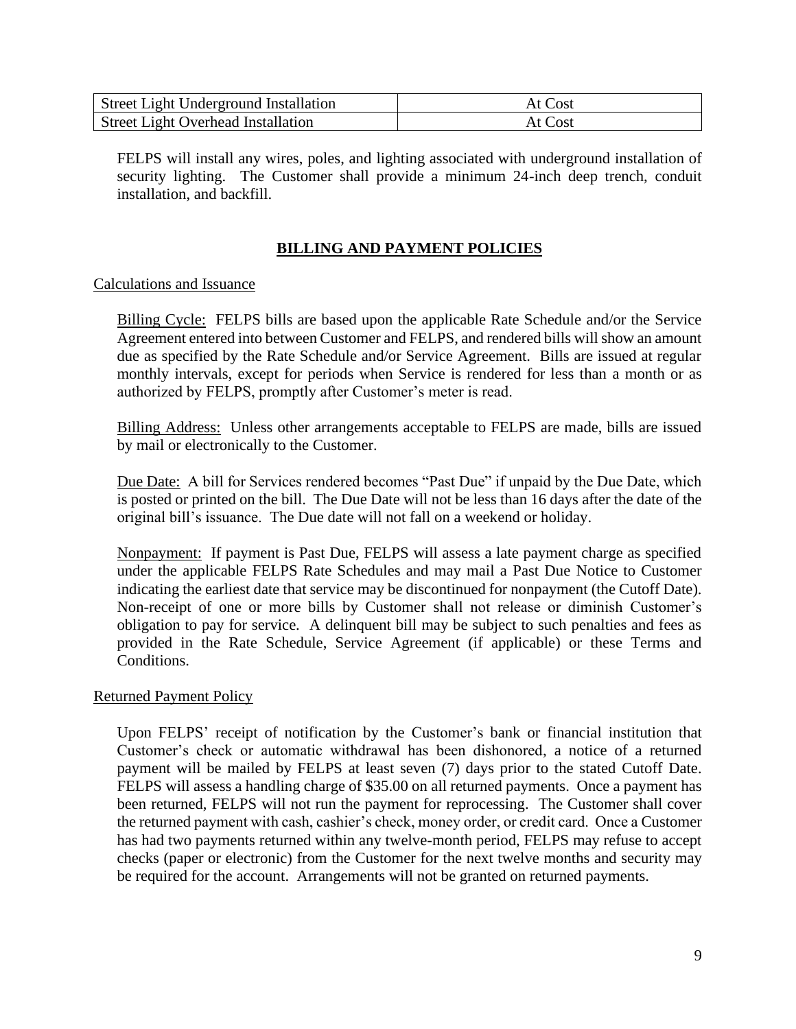| Street Light Underground Installation | At Cost |
|---|---|
| Street Light Overhead Installation | At Cost |

FELPS will install any wires, poles, and lighting associated with underground installation of security lighting. The Customer shall provide a minimum 24-inch deep trench, conduit installation, and backfill.

## BILLING AND PAYMENT POLICIES

### Calculations and Issuance

Billing Cycle: FELPS bills are based upon the applicable Rate Schedule and/or the Service Agreement entered into between Customer and FELPS, and rendered bills will show an amount due as specified by the Rate Schedule and/or Service Agreement. Bills are issued at regular monthly intervals, except for periods when Service is rendered for less than a month or as authorized by FELPS, promptly after Customer's meter is read.

Billing Address: Unless other arrangements acceptable to FELPS are made, bills are issued by mail or electronically to the Customer.

Due Date: A bill for Services rendered becomes "Past Due" if unpaid by the Due Date, which is posted or printed on the bill. The Due Date will not be less than 16 days after the date of the original bill's issuance. The Due date will not fall on a weekend or holiday.

Nonpayment: If payment is Past Due, FELPS will assess a late payment charge as specified under the applicable FELPS Rate Schedules and may mail a Past Due Notice to Customer indicating the earliest date that service may be discontinued for nonpayment (the Cutoff Date). Non-receipt of one or more bills by Customer shall not release or diminish Customer's obligation to pay for service. A delinquent bill may be subject to such penalties and fees as provided in the Rate Schedule, Service Agreement (if applicable) or these Terms and Conditions.

### Returned Payment Policy

Upon FELPS' receipt of notification by the Customer's bank or financial institution that Customer's check or automatic withdrawal has been dishonored, a notice of a returned payment will be mailed by FELPS at least seven (7) days prior to the stated Cutoff Date. FELPS will assess a handling charge of $35.00 on all returned payments. Once a payment has been returned, FELPS will not run the payment for reprocessing. The Customer shall cover the returned payment with cash, cashier's check, money order, or credit card. Once a Customer has had two payments returned within any twelve-month period, FELPS may refuse to accept checks (paper or electronic) from the Customer for the next twelve months and security may be required for the account. Arrangements will not be granted on returned payments.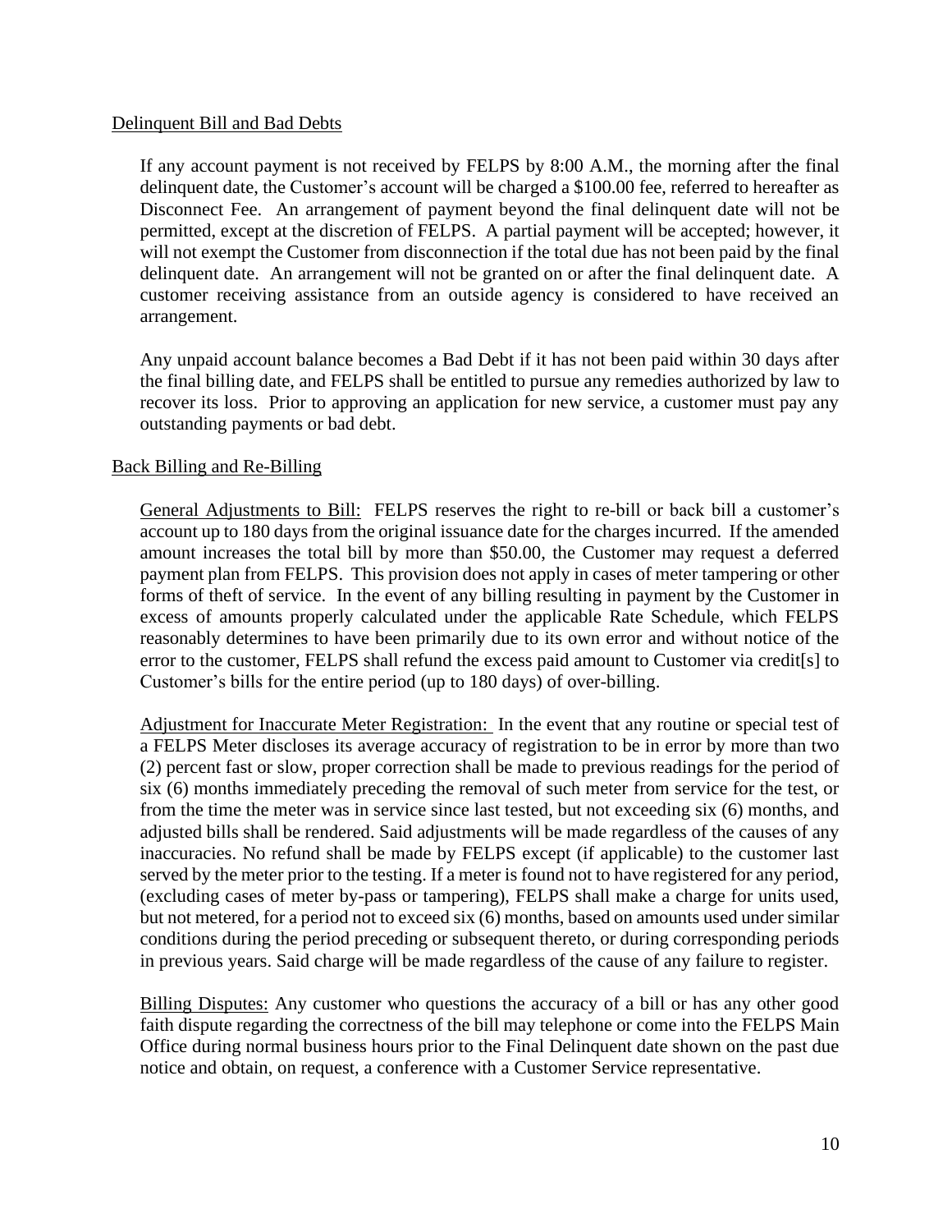## Delinquent Bill and Bad Debts

If any account payment is not received by FELPS by 8:00 A.M., the morning after the final delinquent date, the Customer's account will be charged a $100.00 fee, referred to hereafter as Disconnect Fee. An arrangement of payment beyond the final delinquent date will not be permitted, except at the discretion of FELPS. A partial payment will be accepted; however, it will not exempt the Customer from disconnection if the total due has not been paid by the final delinquent date. An arrangement will not be granted on or after the final delinquent date. A customer receiving assistance from an outside agency is considered to have received an arrangement.

Any unpaid account balance becomes a Bad Debt if it has not been paid within 30 days after the final billing date, and FELPS shall be entitled to pursue any remedies authorized by law to recover its loss. Prior to approving an application for new service, a customer must pay any outstanding payments or bad debt.

## Back Billing and Re-Billing

General Adjustments to Bill: FELPS reserves the right to re-bill or back bill a customer's account up to 180 days from the original issuance date for the charges incurred. If the amended amount increases the total bill by more than $50.00, the Customer may request a deferred payment plan from FELPS. This provision does not apply in cases of meter tampering or other forms of theft of service. In the event of any billing resulting in payment by the Customer in excess of amounts properly calculated under the applicable Rate Schedule, which FELPS reasonably determines to have been primarily due to its own error and without notice of the error to the customer, FELPS shall refund the excess paid amount to Customer via credit[s] to Customer's bills for the entire period (up to 180 days) of over-billing.

Adjustment for Inaccurate Meter Registration: In the event that any routine or special test of a FELPS Meter discloses its average accuracy of registration to be in error by more than two (2) percent fast or slow, proper correction shall be made to previous readings for the period of six (6) months immediately preceding the removal of such meter from service for the test, or from the time the meter was in service since last tested, but not exceeding six (6) months, and adjusted bills shall be rendered. Said adjustments will be made regardless of the causes of any inaccuracies. No refund shall be made by FELPS except (if applicable) to the customer last served by the meter prior to the testing. If a meter is found not to have registered for any period, (excluding cases of meter by-pass or tampering), FELPS shall make a charge for units used, but not metered, for a period not to exceed six (6) months, based on amounts used under similar conditions during the period preceding or subsequent thereto, or during corresponding periods in previous years. Said charge will be made regardless of the cause of any failure to register.

Billing Disputes: Any customer who questions the accuracy of a bill or has any other good faith dispute regarding the correctness of the bill may telephone or come into the FELPS Main Office during normal business hours prior to the Final Delinquent date shown on the past due notice and obtain, on request, a conference with a Customer Service representative.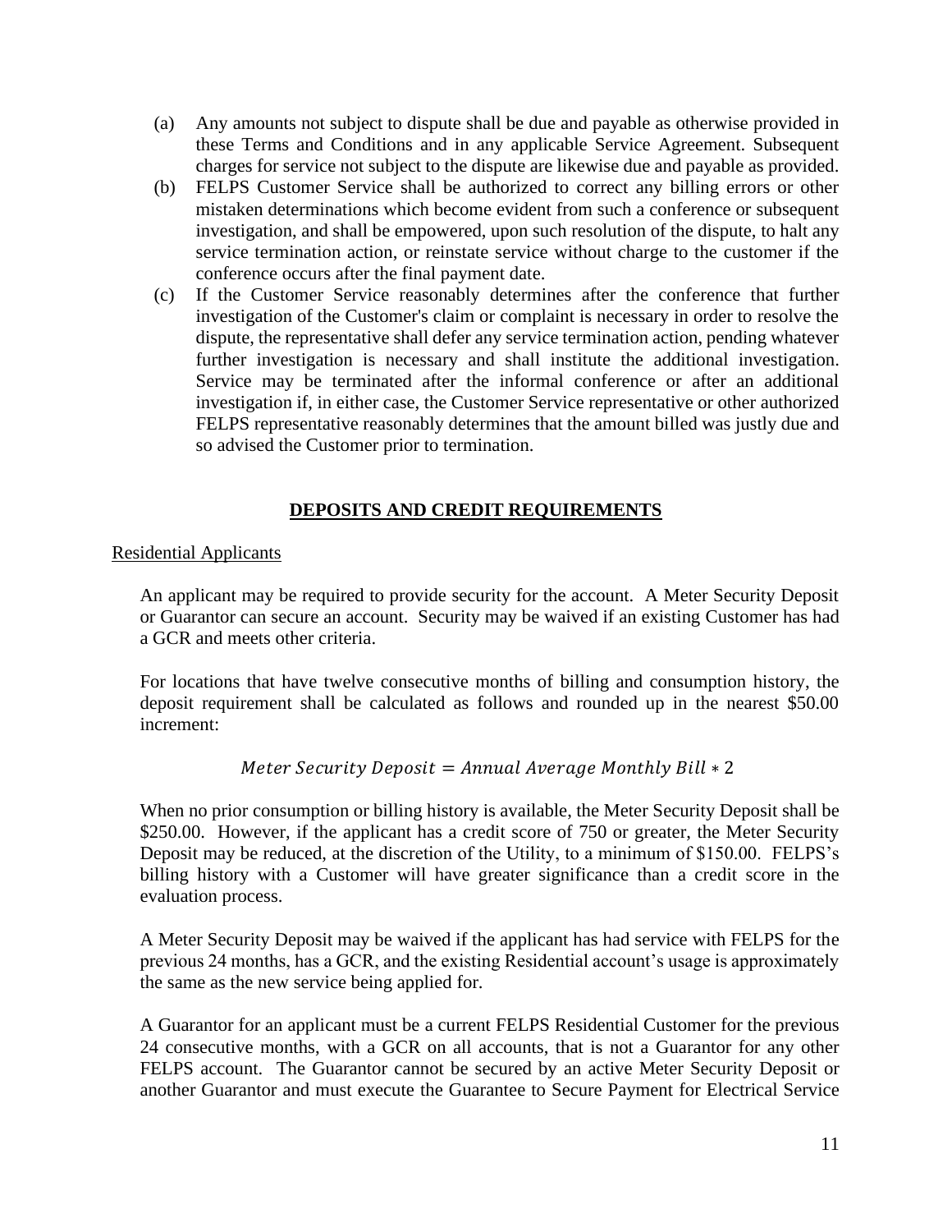(a) Any amounts not subject to dispute shall be due and payable as otherwise provided in these Terms and Conditions and in any applicable Service Agreement. Subsequent charges for service not subject to the dispute are likewise due and payable as provided.

(b) FELPS Customer Service shall be authorized to correct any billing errors or other mistaken determinations which become evident from such a conference or subsequent investigation, and shall be empowered, upon such resolution of the dispute, to halt any service termination action, or reinstate service without charge to the customer if the conference occurs after the final payment date.

(c) If the Customer Service reasonably determines after the conference that further investigation of the Customer's claim or complaint is necessary in order to resolve the dispute, the representative shall defer any service termination action, pending whatever further investigation is necessary and shall institute the additional investigation. Service may be terminated after the informal conference or after an additional investigation if, in either case, the Customer Service representative or other authorized FELPS representative reasonably determines that the amount billed was justly due and so advised the Customer prior to termination.

## DEPOSITS AND CREDIT REQUIREMENTS

Residential Applicants

An applicant may be required to provide security for the account. A Meter Security Deposit or Guarantor can secure an account. Security may be waived if an existing Customer has had a GCR and meets other criteria.

For locations that have twelve consecutive months of billing and consumption history, the deposit requirement shall be calculated as follows and rounded up in the nearest $50.00 increment:

$$Meter\ Security\ Deposit = Annual\ Average\ Monthly\ Bill * 2$$

When no prior consumption or billing history is available, the Meter Security Deposit shall be $250.00. However, if the applicant has a credit score of 750 or greater, the Meter Security Deposit may be reduced, at the discretion of the Utility, to a minimum of $150.00. FELPS's billing history with a Customer will have greater significance than a credit score in the evaluation process.

A Meter Security Deposit may be waived if the applicant has had service with FELPS for the previous 24 months, has a GCR, and the existing Residential account's usage is approximately the same as the new service being applied for.

A Guarantor for an applicant must be a current FELPS Residential Customer for the previous 24 consecutive months, with a GCR on all accounts, that is not a Guarantor for any other FELPS account. The Guarantor cannot be secured by an active Meter Security Deposit or another Guarantor and must execute the Guarantee to Secure Payment for Electrical Service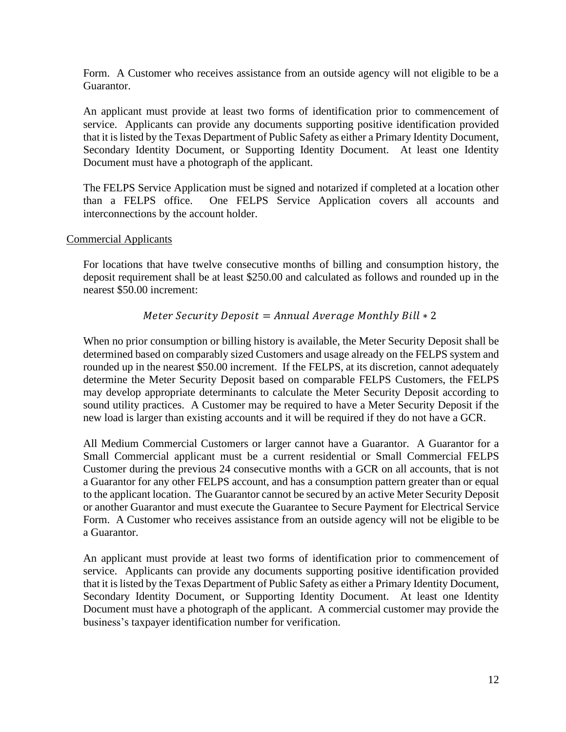Form. A Customer who receives assistance from an outside agency will not eligible to be a Guarantor.

An applicant must provide at least two forms of identification prior to commencement of service. Applicants can provide any documents supporting positive identification provided that it is listed by the Texas Department of Public Safety as either a Primary Identity Document, Secondary Identity Document, or Supporting Identity Document. At least one Identity Document must have a photograph of the applicant.

The FELPS Service Application must be signed and notarized if completed at a location other than a FELPS office. One FELPS Service Application covers all accounts and interconnections by the account holder.

Commercial Applicants

For locations that have twelve consecutive months of billing and consumption history, the deposit requirement shall be at least $250.00 and calculated as follows and rounded up in the nearest $50.00 increment:

$$Meter\ Security\ Deposit = Annual\ Average\ Monthly\ Bill * 2$$

When no prior consumption or billing history is available, the Meter Security Deposit shall be determined based on comparably sized Customers and usage already on the FELPS system and rounded up in the nearest $50.00 increment. If the FELPS, at its discretion, cannot adequately determine the Meter Security Deposit based on comparable FELPS Customers, the FELPS may develop appropriate determinants to calculate the Meter Security Deposit according to sound utility practices. A Customer may be required to have a Meter Security Deposit if the new load is larger than existing accounts and it will be required if they do not have a GCR.

All Medium Commercial Customers or larger cannot have a Guarantor. A Guarantor for a Small Commercial applicant must be a current residential or Small Commercial FELPS Customer during the previous 24 consecutive months with a GCR on all accounts, that is not a Guarantor for any other FELPS account, and has a consumption pattern greater than or equal to the applicant location. The Guarantor cannot be secured by an active Meter Security Deposit or another Guarantor and must execute the Guarantee to Secure Payment for Electrical Service Form. A Customer who receives assistance from an outside agency will not be eligible to be a Guarantor.

An applicant must provide at least two forms of identification prior to commencement of service. Applicants can provide any documents supporting positive identification provided that it is listed by the Texas Department of Public Safety as either a Primary Identity Document, Secondary Identity Document, or Supporting Identity Document. At least one Identity Document must have a photograph of the applicant. A commercial customer may provide the business's taxpayer identification number for verification.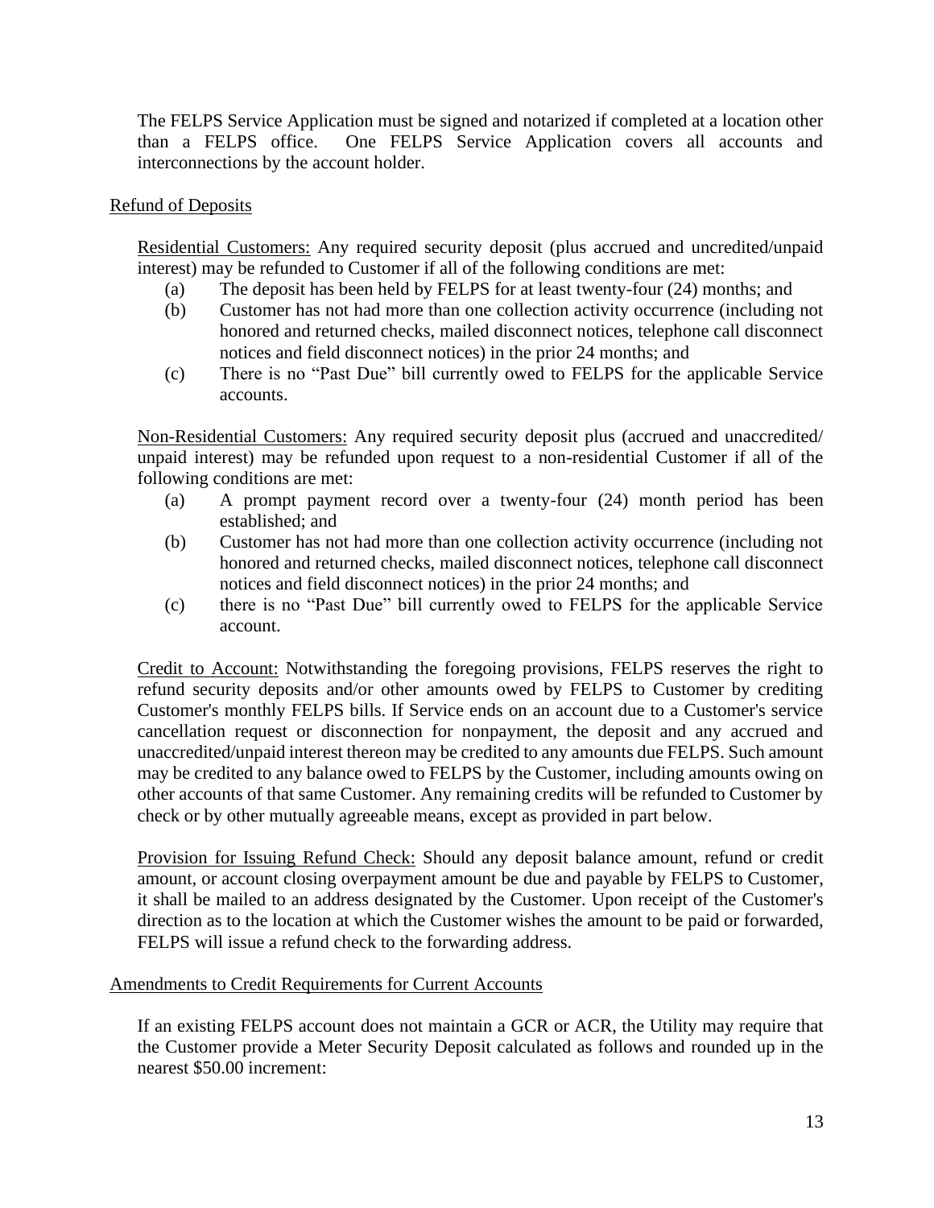The FELPS Service Application must be signed and notarized if completed at a location other than a FELPS office. One FELPS Service Application covers all accounts and interconnections by the account holder.

Refund of Deposits

Residential Customers: Any required security deposit (plus accrued and uncredited/unpaid interest) may be refunded to Customer if all of the following conditions are met:

(a) The deposit has been held by FELPS for at least twenty-four (24) months; and

(b) Customer has not had more than one collection activity occurrence (including not honored and returned checks, mailed disconnect notices, telephone call disconnect notices and field disconnect notices) in the prior 24 months; and

(c) There is no "Past Due" bill currently owed to FELPS for the applicable Service accounts.

Non-Residential Customers: Any required security deposit plus (accrued and unaccredited/ unpaid interest) may be refunded upon request to a non-residential Customer if all of the following conditions are met:

(a) A prompt payment record over a twenty-four (24) month period has been established; and

(b) Customer has not had more than one collection activity occurrence (including not honored and returned checks, mailed disconnect notices, telephone call disconnect notices and field disconnect notices) in the prior 24 months; and

(c) there is no "Past Due" bill currently owed to FELPS for the applicable Service account.

Credit to Account: Notwithstanding the foregoing provisions, FELPS reserves the right to refund security deposits and/or other amounts owed by FELPS to Customer by crediting Customer's monthly FELPS bills. If Service ends on an account due to a Customer's service cancellation request or disconnection for nonpayment, the deposit and any accrued and unaccredited/unpaid interest thereon may be credited to any amounts due FELPS. Such amount may be credited to any balance owed to FELPS by the Customer, including amounts owing on other accounts of that same Customer. Any remaining credits will be refunded to Customer by check or by other mutually agreeable means, except as provided in part below.

Provision for Issuing Refund Check: Should any deposit balance amount, refund or credit amount, or account closing overpayment amount be due and payable by FELPS to Customer, it shall be mailed to an address designated by the Customer. Upon receipt of the Customer's direction as to the location at which the Customer wishes the amount to be paid or forwarded, FELPS will issue a refund check to the forwarding address.

Amendments to Credit Requirements for Current Accounts

If an existing FELPS account does not maintain a GCR or ACR, the Utility may require that the Customer provide a Meter Security Deposit calculated as follows and rounded up in the nearest $50.00 increment: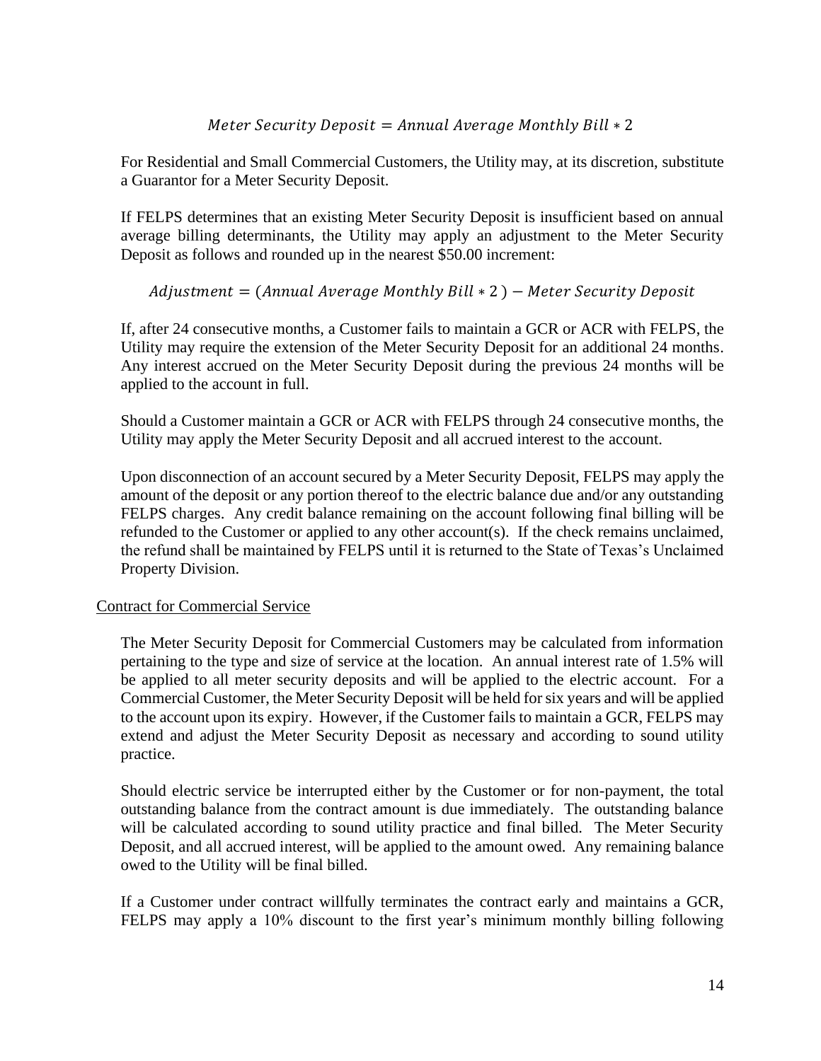$$Meter\ Security\ Deposit = Annual\ Average\ Monthly\ Bill * 2$$

For Residential and Small Commercial Customers, the Utility may, at its discretion, substitute a Guarantor for a Meter Security Deposit.

If FELPS determines that an existing Meter Security Deposit is insufficient based on annual average billing determinants, the Utility may apply an adjustment to the Meter Security Deposit as follows and rounded up in the nearest $50.00 increment:

$$Adjustment = (Annual\ Average\ Monthly\ Bill * 2\ ) - Meter\ Security\ Deposit$$

If, after 24 consecutive months, a Customer fails to maintain a GCR or ACR with FELPS, the Utility may require the extension of the Meter Security Deposit for an additional 24 months. Any interest accrued on the Meter Security Deposit during the previous 24 months will be applied to the account in full.

Should a Customer maintain a GCR or ACR with FELPS through 24 consecutive months, the Utility may apply the Meter Security Deposit and all accrued interest to the account.

Upon disconnection of an account secured by a Meter Security Deposit, FELPS may apply the amount of the deposit or any portion thereof to the electric balance due and/or any outstanding FELPS charges. Any credit balance remaining on the account following final billing will be refunded to the Customer or applied to any other account(s). If the check remains unclaimed, the refund shall be maintained by FELPS until it is returned to the State of Texas's Unclaimed Property Division.

Contract for Commercial Service

The Meter Security Deposit for Commercial Customers may be calculated from information pertaining to the type and size of service at the location. An annual interest rate of 1.5% will be applied to all meter security deposits and will be applied to the electric account. For a Commercial Customer, the Meter Security Deposit will be held for six years and will be applied to the account upon its expiry. However, if the Customer fails to maintain a GCR, FELPS may extend and adjust the Meter Security Deposit as necessary and according to sound utility practice.

Should electric service be interrupted either by the Customer or for non-payment, the total outstanding balance from the contract amount is due immediately. The outstanding balance will be calculated according to sound utility practice and final billed. The Meter Security Deposit, and all accrued interest, will be applied to the amount owed. Any remaining balance owed to the Utility will be final billed.

If a Customer under contract willfully terminates the contract early and maintains a GCR, FELPS may apply a 10% discount to the first year's minimum monthly billing following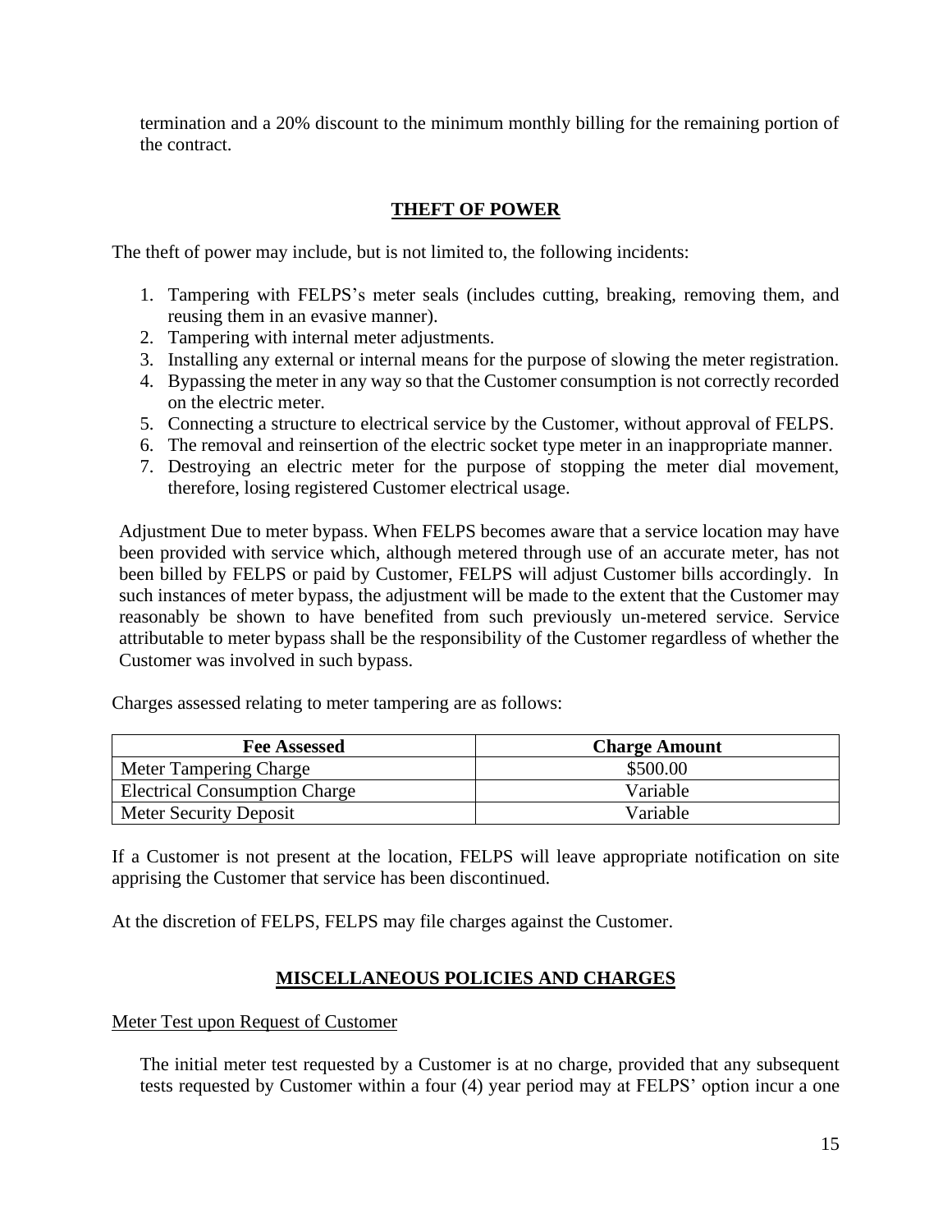termination and a 20% discount to the minimum monthly billing for the remaining portion of the contract.

## THEFT OF POWER

The theft of power may include, but is not limited to, the following incidents:

1. Tampering with FELPS's meter seals (includes cutting, breaking, removing them, and reusing them in an evasive manner).
2. Tampering with internal meter adjustments.
3. Installing any external or internal means for the purpose of slowing the meter registration.
4. Bypassing the meter in any way so that the Customer consumption is not correctly recorded on the electric meter.
5. Connecting a structure to electrical service by the Customer, without approval of FELPS.
6. The removal and reinsertion of the electric socket type meter in an inappropriate manner.
7. Destroying an electric meter for the purpose of stopping the meter dial movement, therefore, losing registered Customer electrical usage.

Adjustment Due to meter bypass. When FELPS becomes aware that a service location may have been provided with service which, although metered through use of an accurate meter, has not been billed by FELPS or paid by Customer, FELPS will adjust Customer bills accordingly. In such instances of meter bypass, the adjustment will be made to the extent that the Customer may reasonably be shown to have benefited from such previously un-metered service. Service attributable to meter bypass shall be the responsibility of the Customer regardless of whether the Customer was involved in such bypass.

Charges assessed relating to meter tampering are as follows:

| Fee Assessed | Charge Amount |
|---|---|
| Meter Tampering Charge | \$500.00 |
| Electrical Consumption Charge | Variable |
| Meter Security Deposit | Variable |

If a Customer is not present at the location, FELPS will leave appropriate notification on site apprising the Customer that service has been discontinued.

At the discretion of FELPS, FELPS may file charges against the Customer.

## MISCELLANEOUS POLICIES AND CHARGES

Meter Test upon Request of Customer

The initial meter test requested by a Customer is at no charge, provided that any subsequent tests requested by Customer within a four (4) year period may at FELPS' option incur a one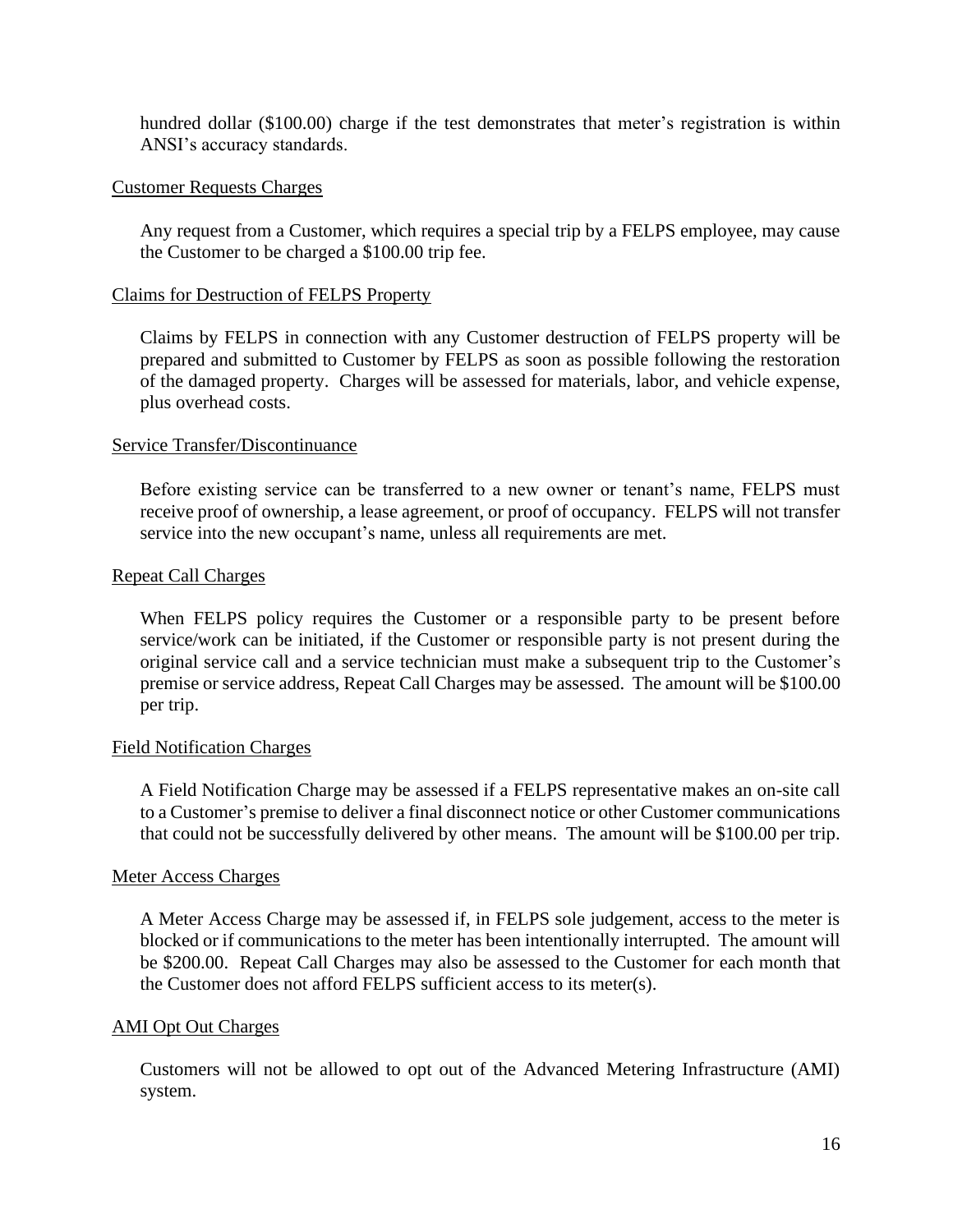hundred dollar ($100.00) charge if the test demonstrates that meter's registration is within ANSI's accuracy standards.

<u>Customer Requests Charges</u>

Any request from a Customer, which requires a special trip by a FELPS employee, may cause the Customer to be charged a $100.00 trip fee.

<u>Claims for Destruction of FELPS Property</u>

Claims by FELPS in connection with any Customer destruction of FELPS property will be prepared and submitted to Customer by FELPS as soon as possible following the restoration of the damaged property. Charges will be assessed for materials, labor, and vehicle expense, plus overhead costs.

<u>Service Transfer/Discontinuance</u>

Before existing service can be transferred to a new owner or tenant's name, FELPS must receive proof of ownership, a lease agreement, or proof of occupancy. FELPS will not transfer service into the new occupant's name, unless all requirements are met.

<u>Repeat Call Charges</u>

When FELPS policy requires the Customer or a responsible party to be present before service/work can be initiated, if the Customer or responsible party is not present during the original service call and a service technician must make a subsequent trip to the Customer's premise or service address, Repeat Call Charges may be assessed. The amount will be $100.00 per trip.

<u>Field Notification Charges</u>

A Field Notification Charge may be assessed if a FELPS representative makes an on-site call to a Customer's premise to deliver a final disconnect notice or other Customer communications that could not be successfully delivered by other means. The amount will be $100.00 per trip.

<u>Meter Access Charges</u>

A Meter Access Charge may be assessed if, in FELPS sole judgement, access to the meter is blocked or if communications to the meter has been intentionally interrupted. The amount will be $200.00. Repeat Call Charges may also be assessed to the Customer for each month that the Customer does not afford FELPS sufficient access to its meter(s).

<u>AMI Opt Out Charges</u>

Customers will not be allowed to opt out of the Advanced Metering Infrastructure (AMI) system.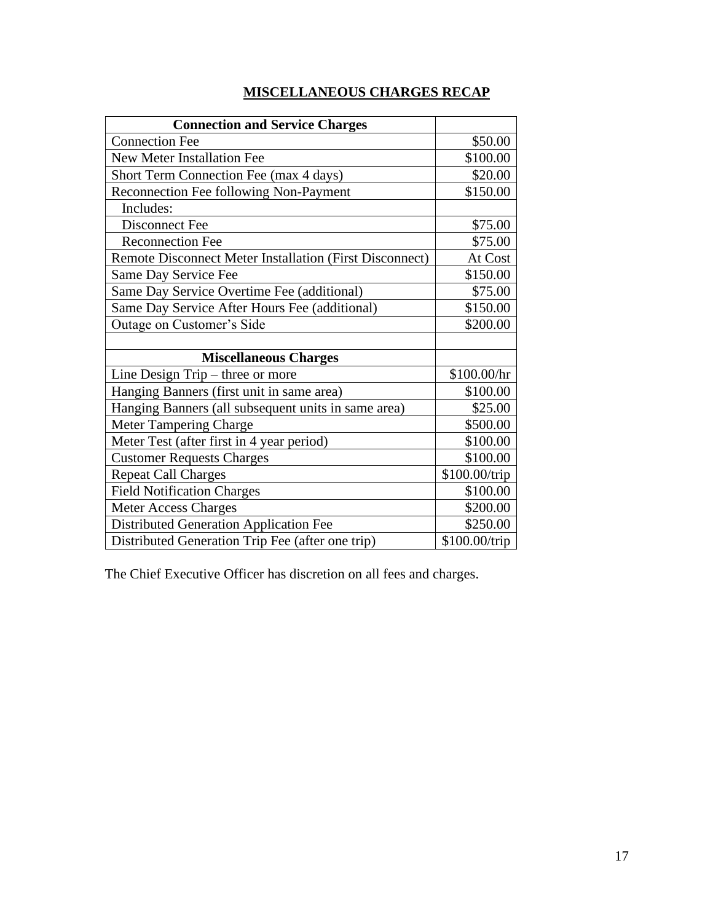## MISCELLANEOUS CHARGES RECAP

| Connection and Service Charges | |
|---|---|
| Connection Fee | $50.00 |
| New Meter Installation Fee | $100.00 |
| Short Term Connection Fee (max 4 days) | $20.00 |
| Reconnection Fee following Non-Payment | $150.00 |
| Includes: | |
| Disconnect Fee | $75.00 |
| Reconnection Fee | $75.00 |
| Remote Disconnect Meter Installation (First Disconnect) | At Cost |
| Same Day Service Fee | $150.00 |
| Same Day Service Overtime Fee (additional) | $75.00 |
| Same Day Service After Hours Fee (additional) | $150.00 |
| Outage on Customer's Side | $200.00 |
| | |
| **Miscellaneous Charges** | |
| Line Design Trip – three or more | $100.00/hr |
| Hanging Banners (first unit in same area) | $100.00 |
| Hanging Banners (all subsequent units in same area) | $25.00 |
| Meter Tampering Charge | $500.00 |
| Meter Test (after first in 4 year period) | $100.00 |
| Customer Requests Charges | $100.00 |
| Repeat Call Charges | $100.00/trip |
| Field Notification Charges | $100.00 |
| Meter Access Charges | $200.00 |
| Distributed Generation Application Fee | $250.00 |
| Distributed Generation Trip Fee (after one trip) | $100.00/trip |

The Chief Executive Officer has discretion on all fees and charges.